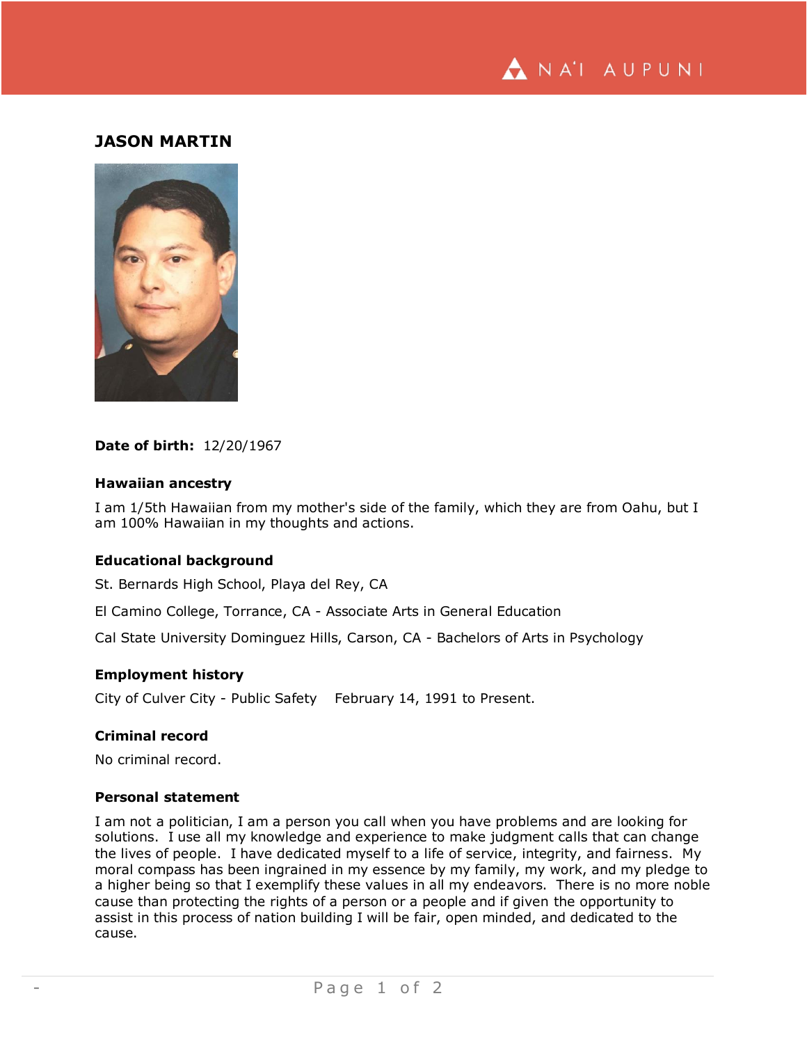# JASON MARTIN

**Date of birth:** 12/20/1967

### Hawaiian ancestry

I am 1/5th Hawaiian from my mother's side of the family, which they are from Oahu, but I am 100% Hawaiian in my thoughts and actions.

### Educational background

St. Bernards High School, Playa del Rey, CA

El Camino College, Torrance, CA - Associate Arts in General Education

Cal State University Dominguez Hills, Carson, CA - Bachelors of Arts in Psychology

### Employment history

City of Culver City - Public Safety February 14, 1991 to Present.

### Criminal record

No criminal record.

### Personal statement

I am not a politician, I am a person you call when you have problems and are looking for solutions. I use all my knowledge and experience to make judgment calls that can change the lives of people. I have dedicated myself to a life of service, integrity, and fairness. My moral compass has been ingrained in my essence by my family, my work, and my pledge to a higher being so that I exemplify these values in all my endeavors. There is no more noble cause than protecting the rights of a person or a people and if given the opportunity to assist in this process of nation building I will be fair, open minded, and dedicated to the cause.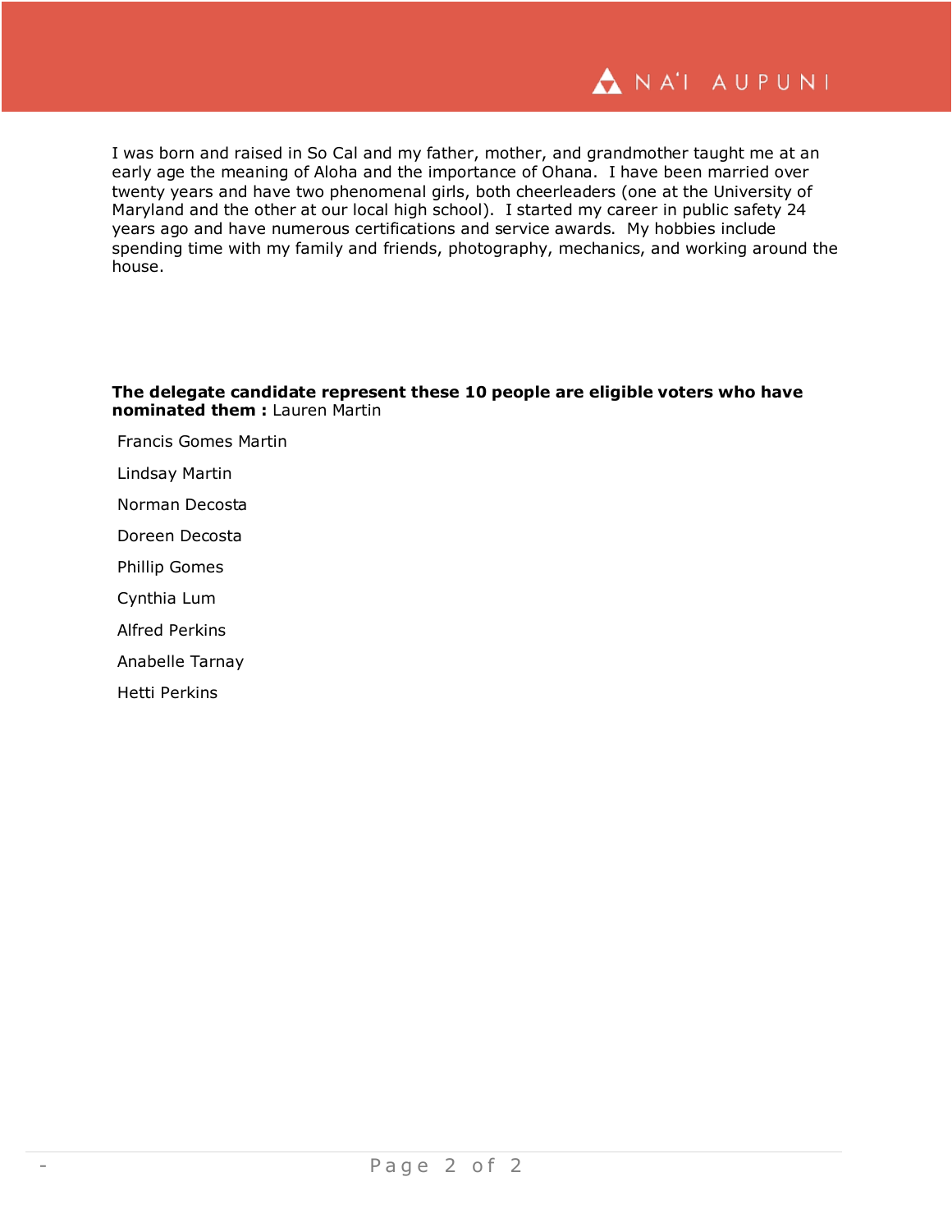I was born and raised in So Cal and my father, mother, and grandmother taught me at an early age the meaning of Aloha and the importance of Ohana. I have been married over twenty years and have two phenomenal girls, both cheerleaders (one at the University of Maryland and the other at our local high school). I started my career in public safety 24 years ago and have numerous certifications and service awards. My hobbies include spending time with my family and friends, photography, mechanics, and working around the house.

**The delegate candidate represent these 10 people are eligible voters who have nominated them :** Lauren Martin

Francis Gomes Martin

Lindsay Martin

Norman Decosta

Doreen Decosta

Phillip Gomes

Cynthia Lum

Alfred Perkins

Anabelle Tarnay

Hetti Perkins